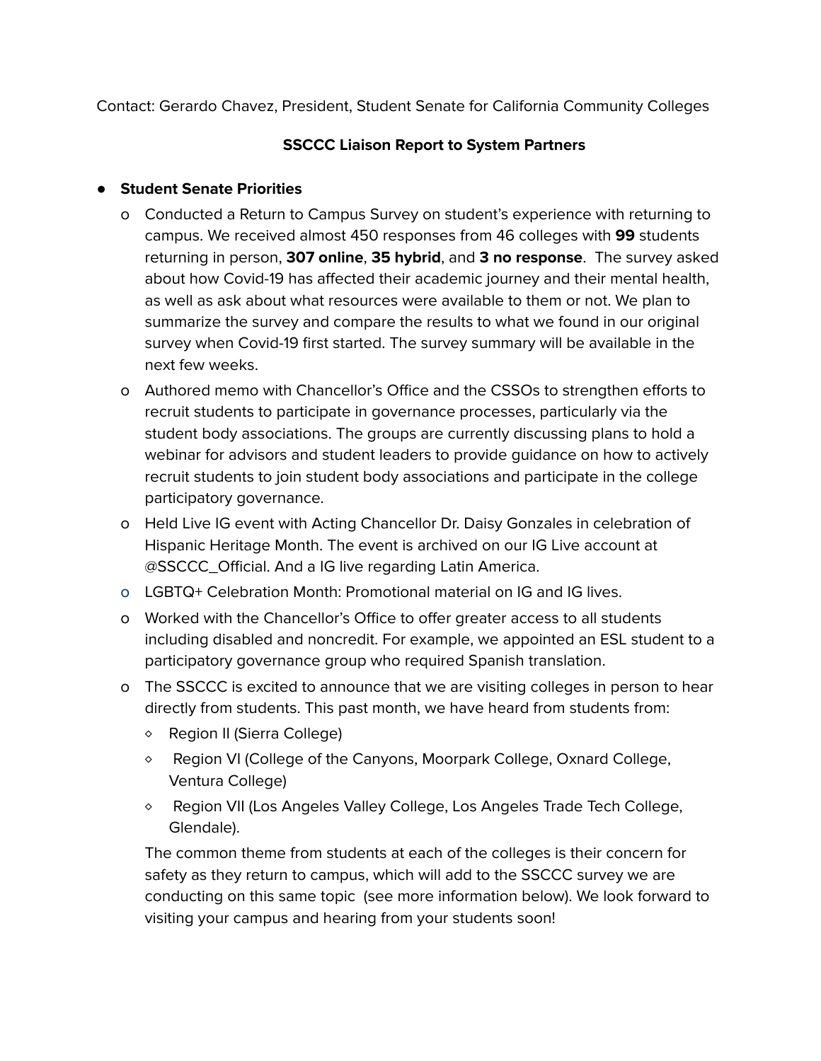Contact: Gerardo Chavez, President, Student Senate for California Community Colleges

**SSCCC Liaison Report to System Partners**

- **Student Senate Priorities**
  - Conducted a Return to Campus Survey on student's experience with returning to campus. We received almost 450 responses from 46 colleges with **99** students returning in person, **307 online**, **35 hybrid**, and **3 no response**. The survey asked about how Covid-19 has affected their academic journey and their mental health, as well as ask about what resources were available to them or not. We plan to summarize the survey and compare the results to what we found in our original survey when Covid-19 first started. The survey summary will be available in the next few weeks.
  - Authored memo with Chancellor's Office and the CSSOs to strengthen efforts to recruit students to participate in governance processes, particularly via the student body associations. The groups are currently discussing plans to hold a webinar for advisors and student leaders to provide guidance on how to actively recruit students to join student body associations and participate in the college participatory governance.
  - Held Live IG event with Acting Chancellor Dr. Daisy Gonzales in celebration of Hispanic Heritage Month. The event is archived on our IG Live account at @SSCCC_Official. And a IG live regarding Latin America.
  - LGBTQ+ Celebration Month: Promotional material on IG and IG lives.
  - Worked with the Chancellor's Office to offer greater access to all students including disabled and noncredit. For example, we appointed an ESL student to a participatory governance group who required Spanish translation.
  - The SSCCC is excited to announce that we are visiting colleges in person to hear directly from students. This past month, we have heard from students from:
    - Region II (Sierra College)
    - Region VI (College of the Canyons, Moorpark College, Oxnard College, Ventura College)
    - Region VII (Los Angeles Valley College, Los Angeles Trade Tech College, Glendale).

    The common theme from students at each of the colleges is their concern for safety as they return to campus, which will add to the SSCCC survey we are conducting on this same topic (see more information below). We look forward to visiting your campus and hearing from your students soon!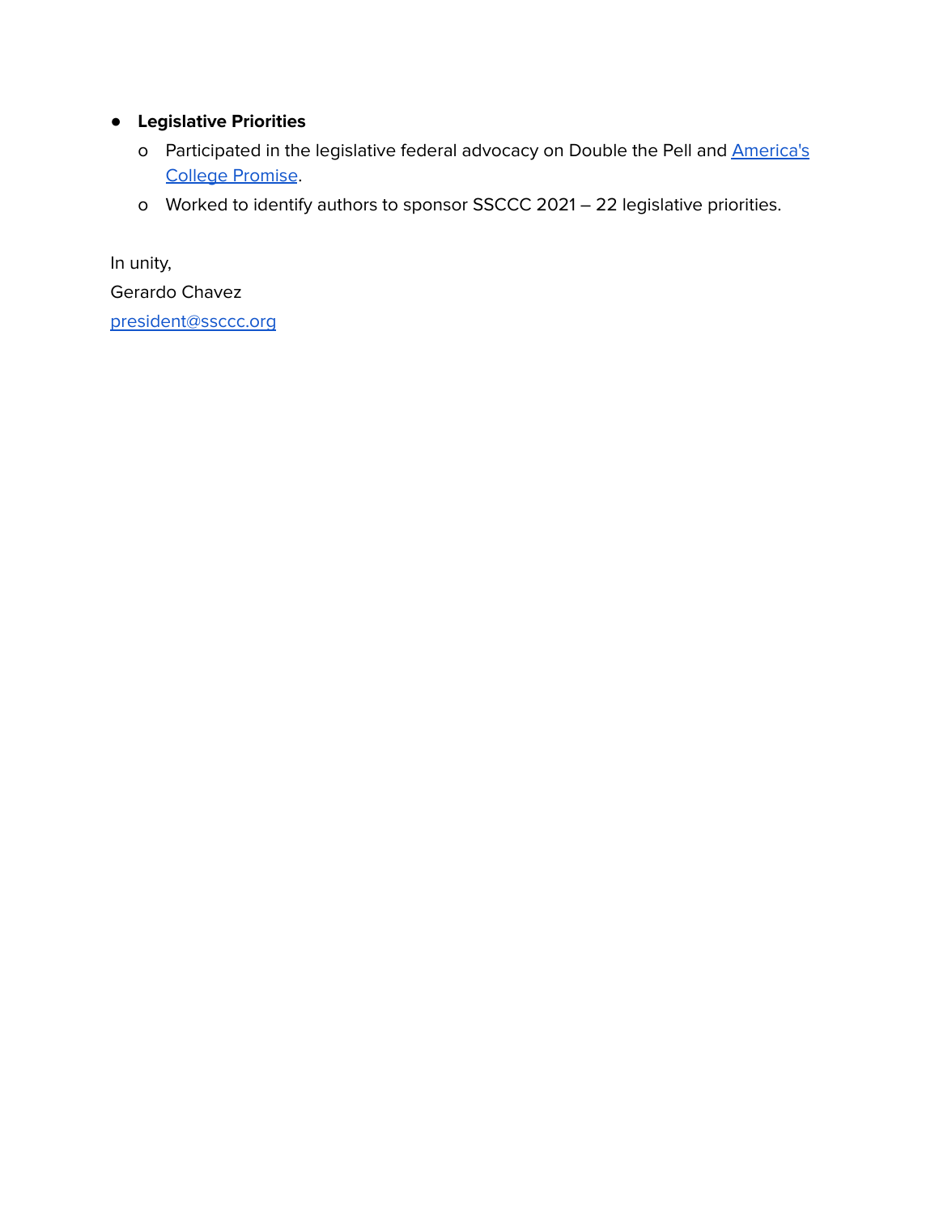- **Legislative Priorities**
  - Participated in the legislative federal advocacy on Double the Pell and America's College Promise.
  - Worked to identify authors to sponsor SSCCC 2021 – 22 legislative priorities.

In unity,
Gerardo Chavez
president@ssccc.org